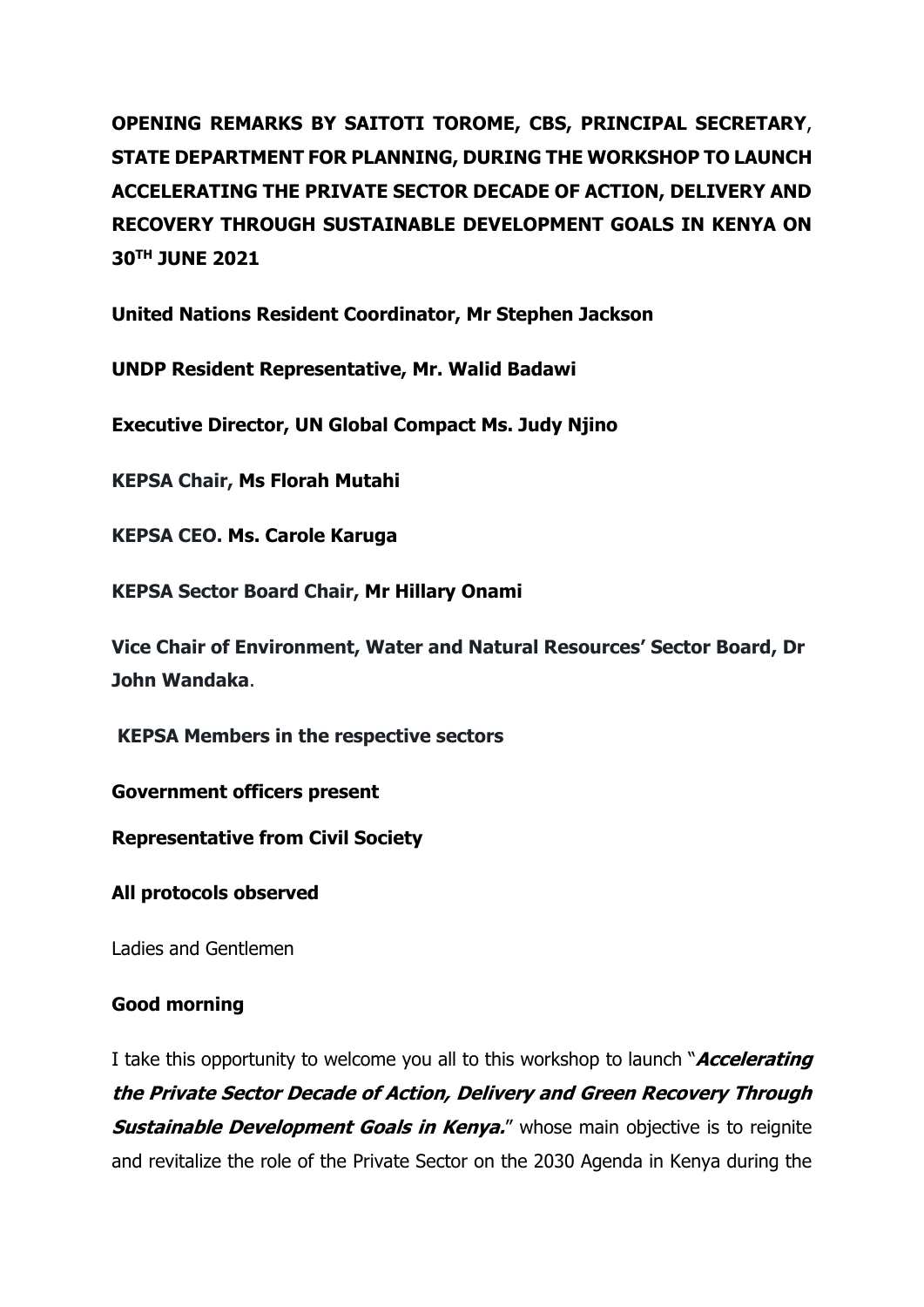**OPENING REMARKS BY SAITOTI TOROME, CBS, PRINCIPAL SECRETARY, STATE DEPARTMENT FOR PLANNING, DURING THE WORKSHOP TO LAUNCH ACCELERATING THE PRIVATE SECTOR DECADE OF ACTION, DELIVERY AND RECOVERY THROUGH SUSTAINABLE DEVELOPMENT GOALS IN KENYA ON 30TH JUNE 2021**

**United Nations Resident Coordinator, Mr Stephen Jackson**

**UNDP Resident Representative, Mr. Walid Badawi**

**Executive Director, UN Global Compact Ms. Judy Njino**

**KEPSA Chair, Ms Florah Mutahi**

**KEPSA CEO. Ms. Carole Karuga**

**KEPSA Sector Board Chair, Mr Hillary Onami**

**Vice Chair of Environment, Water and Natural Resources' Sector Board, Dr John Wandaka**.

**KEPSA Members in the respective sectors**

**Government officers present**

**Representative from Civil Society**

**All protocols observed**

Ladies and Gentlemen

**Good morning**

I take this opportunity to welcome you all to this workshop to launch "***Accelerating the Private Sector Decade of Action, Delivery and Green Recovery Through Sustainable Development Goals in Kenya.***" whose main objective is to reignite and revitalize the role of the Private Sector on the 2030 Agenda in Kenya during the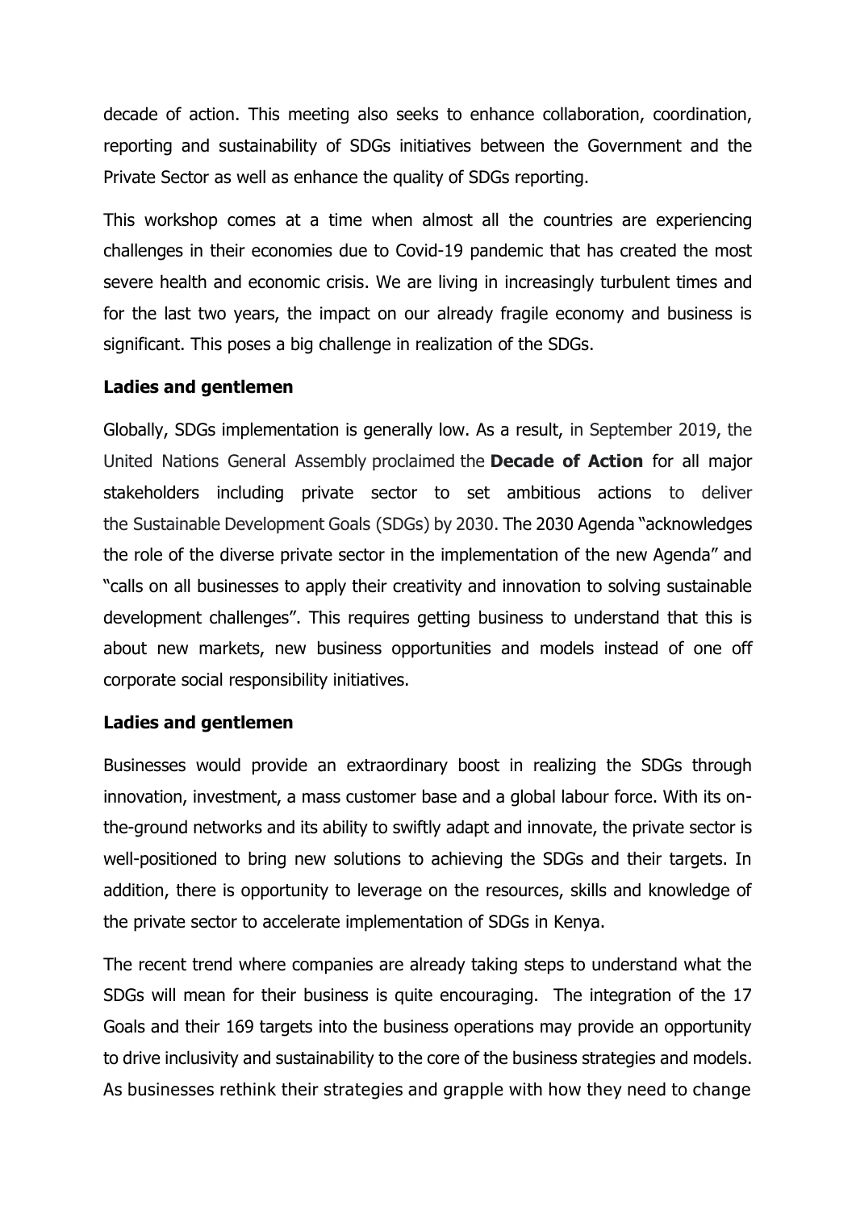decade of action. This meeting also seeks to enhance collaboration, coordination, reporting and sustainability of SDGs initiatives between the Government and the Private Sector as well as enhance the quality of SDGs reporting.

This workshop comes at a time when almost all the countries are experiencing challenges in their economies due to Covid-19 pandemic that has created the most severe health and economic crisis. We are living in increasingly turbulent times and for the last two years, the impact on our already fragile economy and business is significant. This poses a big challenge in realization of the SDGs.

**Ladies and gentlemen**

Globally, SDGs implementation is generally low. As a result, in September 2019, the United Nations General Assembly proclaimed the **Decade of Action** for all major stakeholders including private sector to set ambitious actions to deliver the Sustainable Development Goals (SDGs) by 2030. The 2030 Agenda "acknowledges the role of the diverse private sector in the implementation of the new Agenda" and "calls on all businesses to apply their creativity and innovation to solving sustainable development challenges". This requires getting business to understand that this is about new markets, new business opportunities and models instead of one off corporate social responsibility initiatives.

**Ladies and gentlemen**

Businesses would provide an extraordinary boost in realizing the SDGs through innovation, investment, a mass customer base and a global labour force. With its on-the-ground networks and its ability to swiftly adapt and innovate, the private sector is well-positioned to bring new solutions to achieving the SDGs and their targets. In addition, there is opportunity to leverage on the resources, skills and knowledge of the private sector to accelerate implementation of SDGs in Kenya.

The recent trend where companies are already taking steps to understand what the SDGs will mean for their business is quite encouraging. The integration of the 17 Goals and their 169 targets into the business operations may provide an opportunity to drive inclusivity and sustainability to the core of the business strategies and models. As businesses rethink their strategies and grapple with how they need to change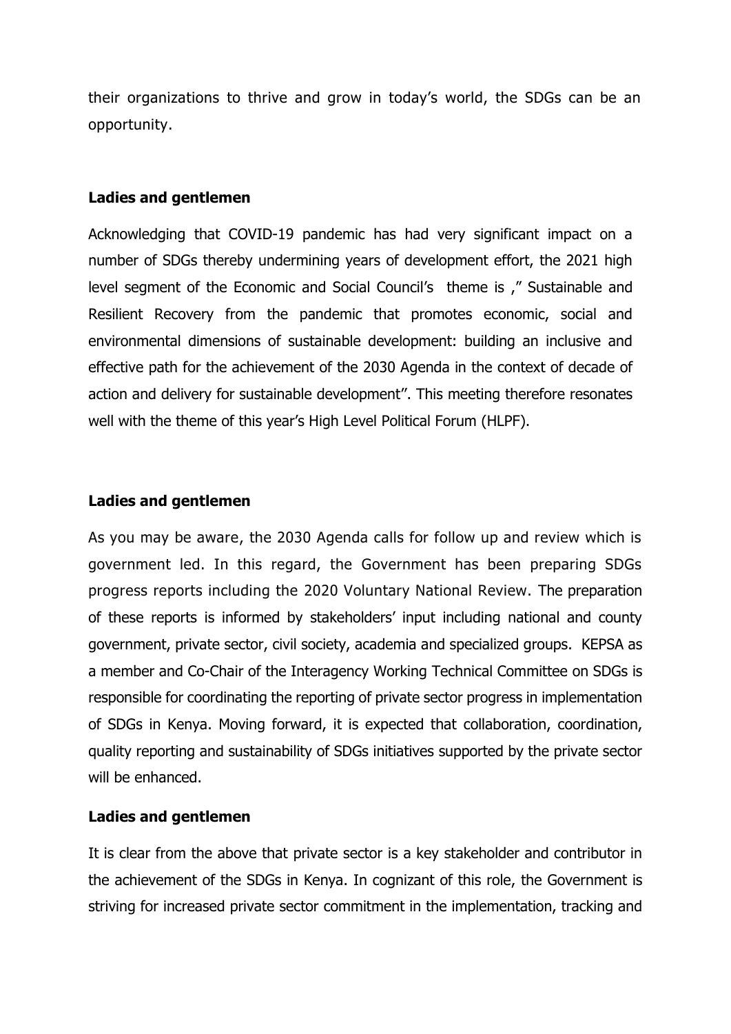their organizations to thrive and grow in today's world, the SDGs can be an opportunity.

**Ladies and gentlemen**

Acknowledging that COVID-19 pandemic has had very significant impact on a number of SDGs thereby undermining years of development effort, the 2021 high level segment of the Economic and Social Council's theme is ," Sustainable and Resilient Recovery from the pandemic that promotes economic, social and environmental dimensions of sustainable development: building an inclusive and effective path for the achievement of the 2030 Agenda in the context of decade of action and delivery for sustainable development". This meeting therefore resonates well with the theme of this year's High Level Political Forum (HLPF).

**Ladies and gentlemen**

As you may be aware, the 2030 Agenda calls for follow up and review which is government led. In this regard, the Government has been preparing SDGs progress reports including the 2020 Voluntary National Review. The preparation of these reports is informed by stakeholders' input including national and county government, private sector, civil society, academia and specialized groups. KEPSA as a member and Co-Chair of the Interagency Working Technical Committee on SDGs is responsible for coordinating the reporting of private sector progress in implementation of SDGs in Kenya. Moving forward, it is expected that collaboration, coordination, quality reporting and sustainability of SDGs initiatives supported by the private sector will be enhanced.

**Ladies and gentlemen**

It is clear from the above that private sector is a key stakeholder and contributor in the achievement of the SDGs in Kenya. In cognizant of this role, the Government is striving for increased private sector commitment in the implementation, tracking and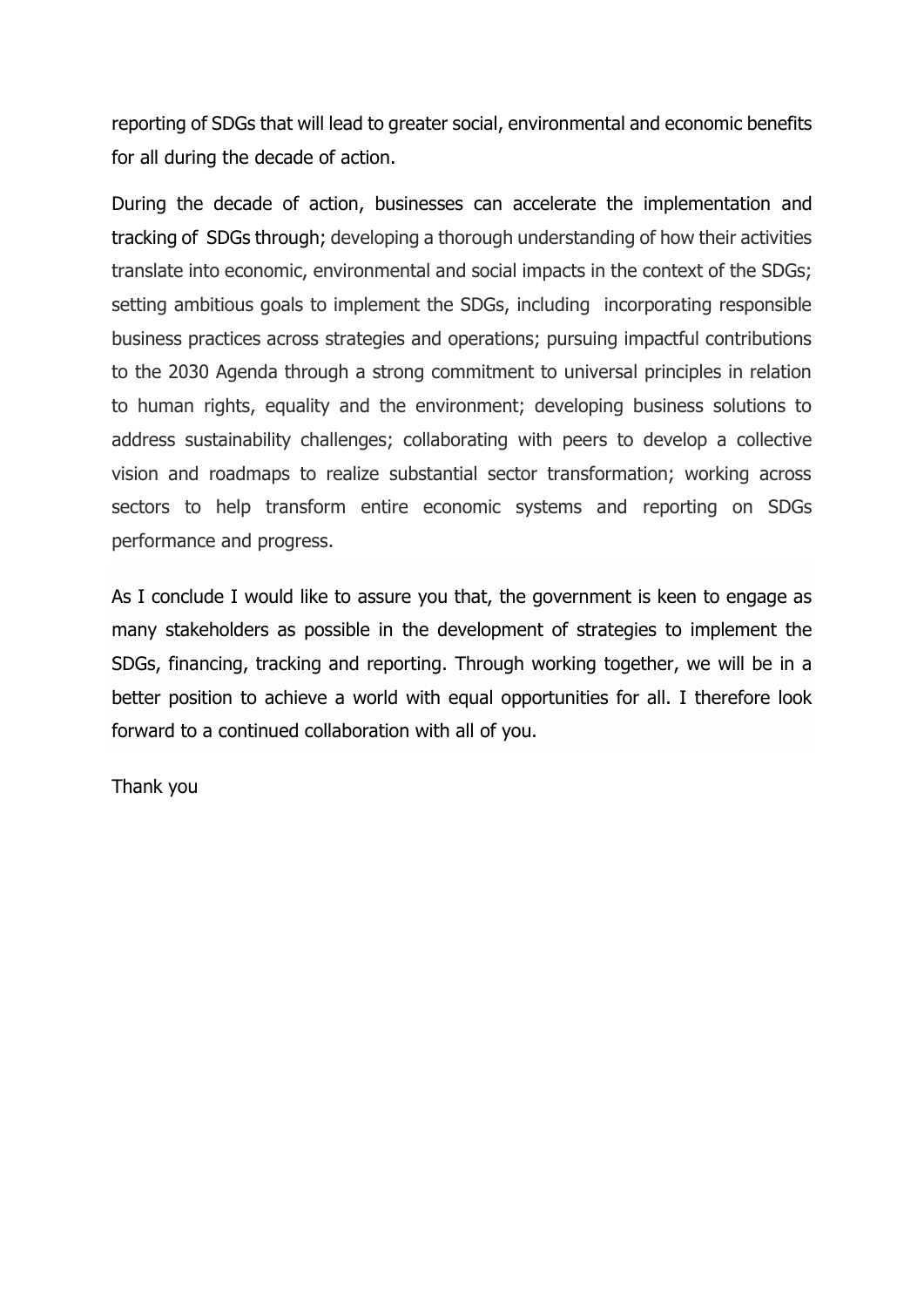reporting of SDGs that will lead to greater social, environmental and economic benefits for all during the decade of action.

During the decade of action, businesses can accelerate the implementation and tracking of SDGs through; developing a thorough understanding of how their activities translate into economic, environmental and social impacts in the context of the SDGs; setting ambitious goals to implement the SDGs, including incorporating responsible business practices across strategies and operations; pursuing impactful contributions to the 2030 Agenda through a strong commitment to universal principles in relation to human rights, equality and the environment; developing business solutions to address sustainability challenges; collaborating with peers to develop a collective vision and roadmaps to realize substantial sector transformation; working across sectors to help transform entire economic systems and reporting on SDGs performance and progress.

As I conclude I would like to assure you that, the government is keen to engage as many stakeholders as possible in the development of strategies to implement the SDGs, financing, tracking and reporting. Through working together, we will be in a better position to achieve a world with equal opportunities for all. I therefore look forward to a continued collaboration with all of you.

Thank you